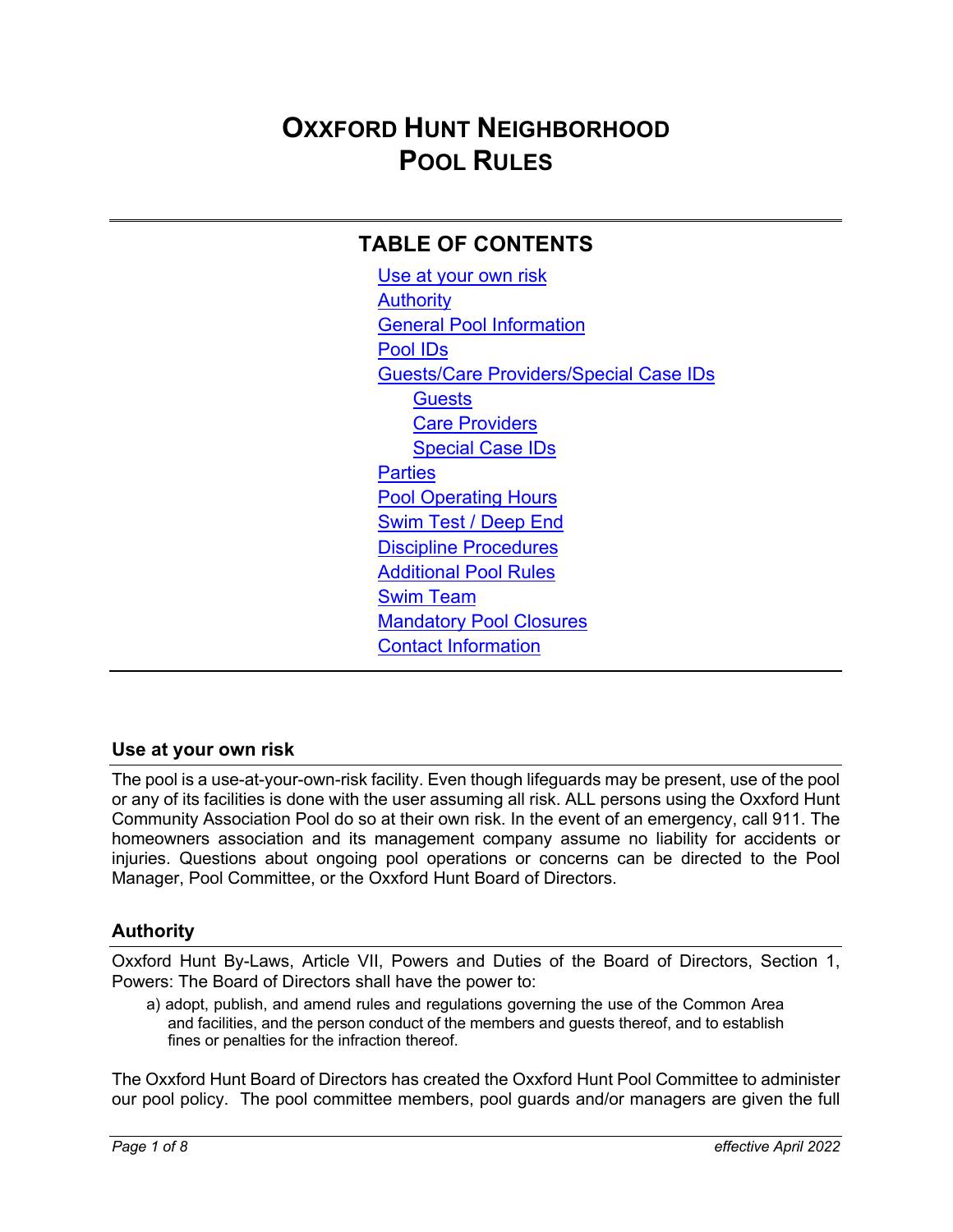# OXXFORD HUNT NEIGHBORHOOD POOL RULES

## TABLE OF CONTENTS

- Use at your own risk
- Authority
- General Pool Information
- Pool IDs
- Guests/Care Providers/Special Case IDs
  - Guests
  - Care Providers
  - Special Case IDs
- Parties
- Pool Operating Hours
- Swim Test / Deep End
- Discipline Procedures
- Additional Pool Rules
- Swim Team
- Mandatory Pool Closures
- Contact Information

### Use at your own risk

The pool is a use-at-your-own-risk facility. Even though lifeguards may be present, use of the pool or any of its facilities is done with the user assuming all risk. ALL persons using the Oxxford Hunt Community Association Pool do so at their own risk. In the event of an emergency, call 911. The homeowners association and its management company assume no liability for accidents or injuries. Questions about ongoing pool operations or concerns can be directed to the Pool Manager, Pool Committee, or the Oxxford Hunt Board of Directors.

### Authority

Oxxford Hunt By-Laws, Article VII, Powers and Duties of the Board of Directors, Section 1, Powers: The Board of Directors shall have the power to:

a) adopt, publish, and amend rules and regulations governing the use of the Common Area and facilities, and the person conduct of the members and guests thereof, and to establish fines or penalties for the infraction thereof.

The Oxxford Hunt Board of Directors has created the Oxxford Hunt Pool Committee to administer our pool policy. The pool committee members, pool guards and/or managers are given the full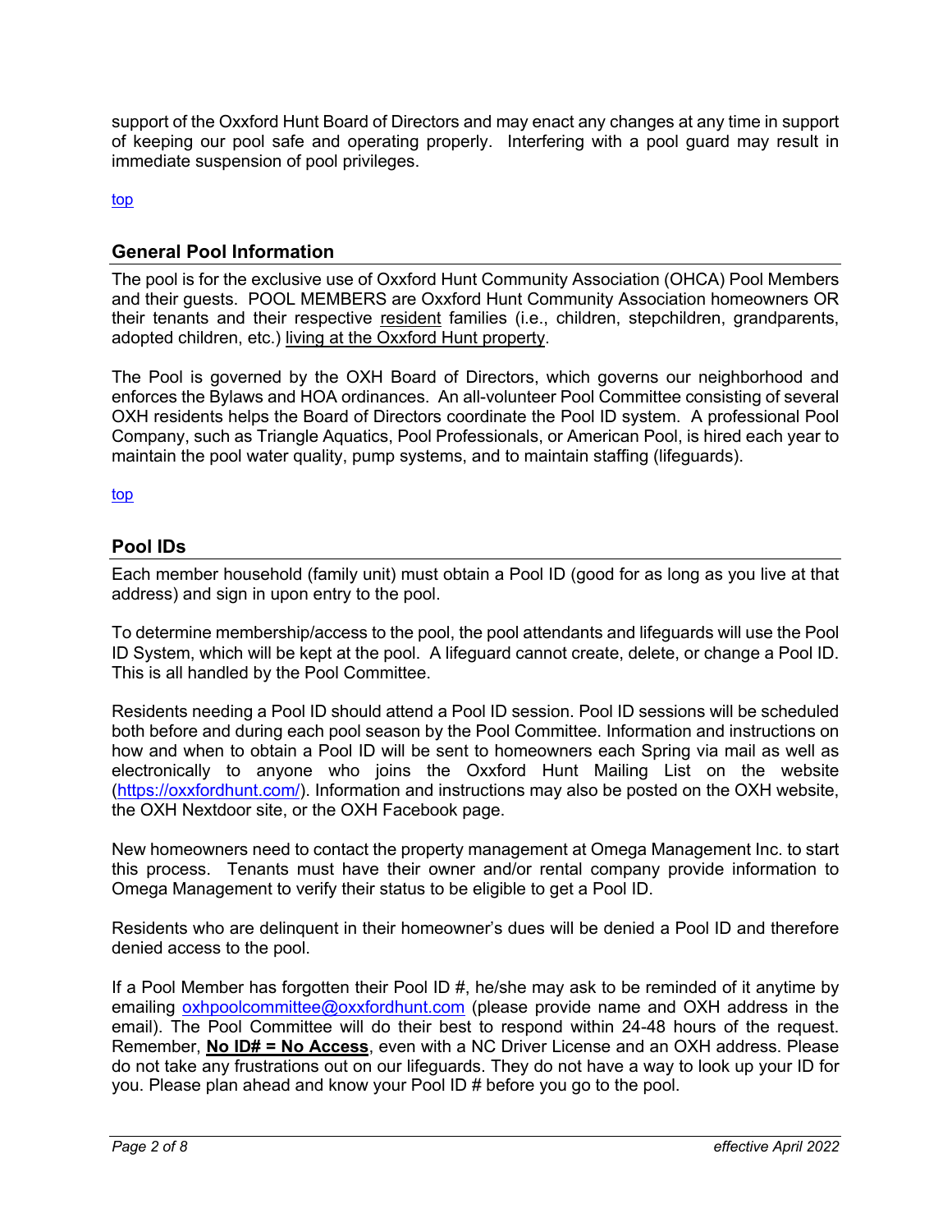support of the Oxxford Hunt Board of Directors and may enact any changes at any time in support of keeping our pool safe and operating properly. Interfering with a pool guard may result in immediate suspension of pool privileges.

[top](#)

## General Pool Information

The pool is for the exclusive use of Oxxford Hunt Community Association (OHCA) Pool Members and their guests. POOL MEMBERS are Oxxford Hunt Community Association homeowners OR their tenants and their respective <u>resident</u> families (i.e., children, stepchildren, grandparents, adopted children, etc.) <u>living at the Oxxford Hunt property</u>.

The Pool is governed by the OXH Board of Directors, which governs our neighborhood and enforces the Bylaws and HOA ordinances. An all-volunteer Pool Committee consisting of several OXH residents helps the Board of Directors coordinate the Pool ID system. A professional Pool Company, such as Triangle Aquatics, Pool Professionals, or American Pool, is hired each year to maintain the pool water quality, pump systems, and to maintain staffing (lifeguards).

[top](#)

## Pool IDs

Each member household (family unit) must obtain a Pool ID (good for as long as you live at that address) and sign in upon entry to the pool.

To determine membership/access to the pool, the pool attendants and lifeguards will use the Pool ID System, which will be kept at the pool. A lifeguard cannot create, delete, or change a Pool ID. This is all handled by the Pool Committee.

Residents needing a Pool ID should attend a Pool ID session. Pool ID sessions will be scheduled both before and during each pool season by the Pool Committee. Information and instructions on how and when to obtain a Pool ID will be sent to homeowners each Spring via mail as well as electronically to anyone who joins the Oxxford Hunt Mailing List on the website ([https://oxxfordhunt.com/](https://oxxfordhunt.com/)). Information and instructions may also be posted on the OXH website, the OXH Nextdoor site, or the OXH Facebook page.

New homeowners need to contact the property management at Omega Management Inc. to start this process. Tenants must have their owner and/or rental company provide information to Omega Management to verify their status to be eligible to get a Pool ID.

Residents who are delinquent in their homeowner's dues will be denied a Pool ID and therefore denied access to the pool.

If a Pool Member has forgotten their Pool ID #, he/she may ask to be reminded of it anytime by emailing [oxhpoolcommittee@oxxfordhunt.com](mailto:oxhpoolcommittee@oxxfordhunt.com) (please provide name and OXH address in the email). The Pool Committee will do their best to respond within 24-48 hours of the request. Remember, **<u>No ID# = No Access</u>**, even with a NC Driver License and an OXH address. Please do not take any frustrations out on our lifeguards. They do not have a way to look up your ID for you. Please plan ahead and know your Pool ID # before you go to the pool.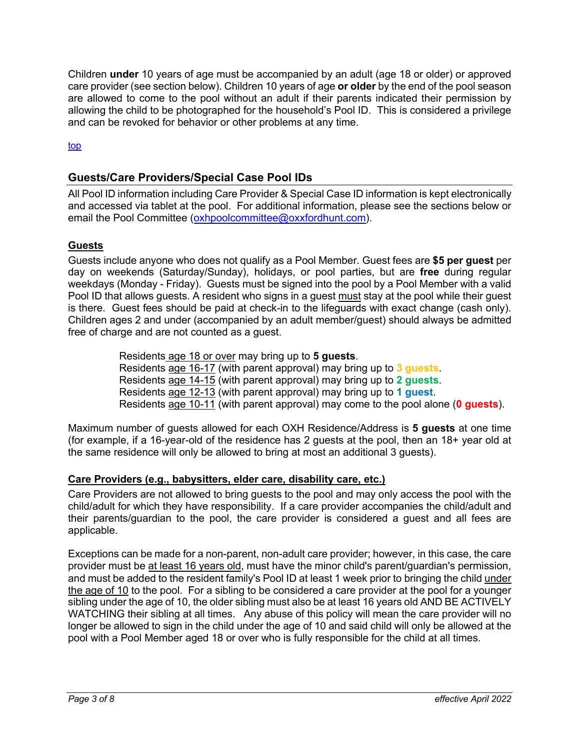Children **under** 10 years of age must be accompanied by an adult (age 18 or older) or approved care provider (see section below). Children 10 years of age **or older** by the end of the pool season are allowed to come to the pool without an adult if their parents indicated their permission by allowing the child to be photographed for the household's Pool ID. This is considered a privilege and can be revoked for behavior or other problems at any time.

[top](#)

## Guests/Care Providers/Special Case Pool IDs

All Pool ID information including Care Provider & Special Case ID information is kept electronically and accessed via tablet at the pool. For additional information, please see the sections below or email the Pool Committee ([oxhpoolcommittee@oxxfordhunt.com](mailto:oxhpoolcommittee@oxxfordhunt.com)).

### Guests

Guests include anyone who does not qualify as a Pool Member. Guest fees are **$5 per guest** per day on weekends (Saturday/Sunday), holidays, or pool parties, but are **free** during regular weekdays (Monday - Friday). Guests must be signed into the pool by a Pool Member with a valid Pool ID that allows guests. A resident who signs in a guest must stay at the pool while their guest is there. Guest fees should be paid at check-in to the lifeguards with exact change (cash only). Children ages 2 and under (accompanied by an adult member/guest) should always be admitted free of charge and are not counted as a guest.

- Residents age 18 or over may bring up to **5 guests**.
- Residents age 16-17 (with parent approval) may bring up to **3 guests**.
- Residents age 14-15 (with parent approval) may bring up to **2 guests**.
- Residents age 12-13 (with parent approval) may bring up to **1 guest**.
- Residents age 10-11 (with parent approval) may come to the pool alone (**0 guests**).

Maximum number of guests allowed for each OXH Residence/Address is **5 guests** at one time (for example, if a 16-year-old of the residence has 2 guests at the pool, then an 18+ year old at the same residence will only be allowed to bring at most an additional 3 guests).

### Care Providers (e.g., babysitters, elder care, disability care, etc.)

Care Providers are not allowed to bring guests to the pool and may only access the pool with the child/adult for which they have responsibility. If a care provider accompanies the child/adult and their parents/guardian to the pool, the care provider is considered a guest and all fees are applicable.

Exceptions can be made for a non-parent, non-adult care provider; however, in this case, the care provider must be at least 16 years old, must have the minor child's parent/guardian's permission, and must be added to the resident family's Pool ID at least 1 week prior to bringing the child under the age of 10 to the pool. For a sibling to be considered a care provider at the pool for a younger sibling under the age of 10, the older sibling must also be at least 16 years old AND BE ACTIVELY WATCHING their sibling at all times. Any abuse of this policy will mean the care provider will no longer be allowed to sign in the child under the age of 10 and said child will only be allowed at the pool with a Pool Member aged 18 or over who is fully responsible for the child at all times.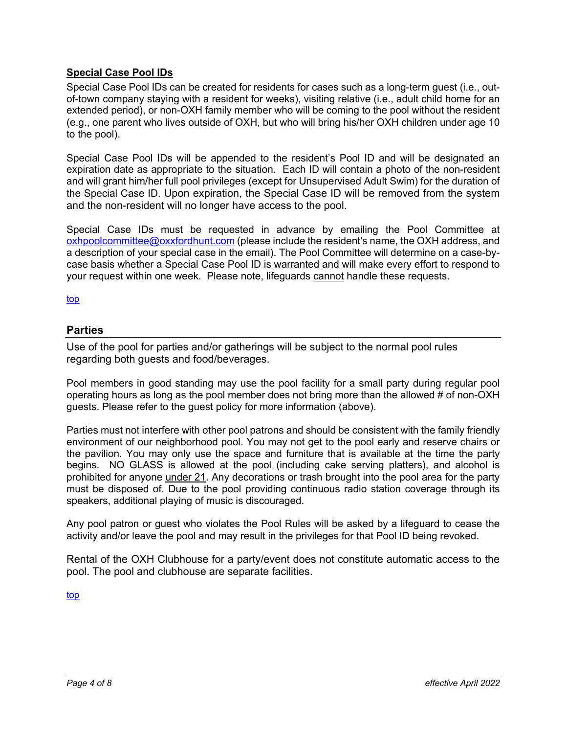## **Special Case Pool IDs**

Special Case Pool IDs can be created for residents for cases such as a long-term guest (i.e., out-of-town company staying with a resident for weeks), visiting relative (i.e., adult child home for an extended period), or non-OXH family member who will be coming to the pool without the resident (e.g., one parent who lives outside of OXH, but who will bring his/her OXH children under age 10 to the pool).

Special Case Pool IDs will be appended to the resident's Pool ID and will be designated an expiration date as appropriate to the situation. Each ID will contain a photo of the non-resident and will grant him/her full pool privileges (except for Unsupervised Adult Swim) for the duration of the Special Case ID. Upon expiration, the Special Case ID will be removed from the system and the non-resident will no longer have access to the pool.

Special Case IDs must be requested in advance by emailing the Pool Committee at oxhpoolcommittee@oxxfordhunt.com (please include the resident's name, the OXH address, and a description of your special case in the email). The Pool Committee will determine on a case-by-case basis whether a Special Case Pool ID is warranted and will make every effort to respond to your request within one week. Please note, lifeguards cannot handle these requests.

top

## Parties

Use of the pool for parties and/or gatherings will be subject to the normal pool rules regarding both guests and food/beverages.

Pool members in good standing may use the pool facility for a small party during regular pool operating hours as long as the pool member does not bring more than the allowed # of non-OXH guests. Please refer to the guest policy for more information (above).

Parties must not interfere with other pool patrons and should be consistent with the family friendly environment of our neighborhood pool. You may not get to the pool early and reserve chairs or the pavilion. You may only use the space and furniture that is available at the time the party begins. NO GLASS is allowed at the pool (including cake serving platters), and alcohol is prohibited for anyone under 21. Any decorations or trash brought into the pool area for the party must be disposed of. Due to the pool providing continuous radio station coverage through its speakers, additional playing of music is discouraged.

Any pool patron or guest who violates the Pool Rules will be asked by a lifeguard to cease the activity and/or leave the pool and may result in the privileges for that Pool ID being revoked.

Rental of the OXH Clubhouse for a party/event does not constitute automatic access to the pool. The pool and clubhouse are separate facilities.

top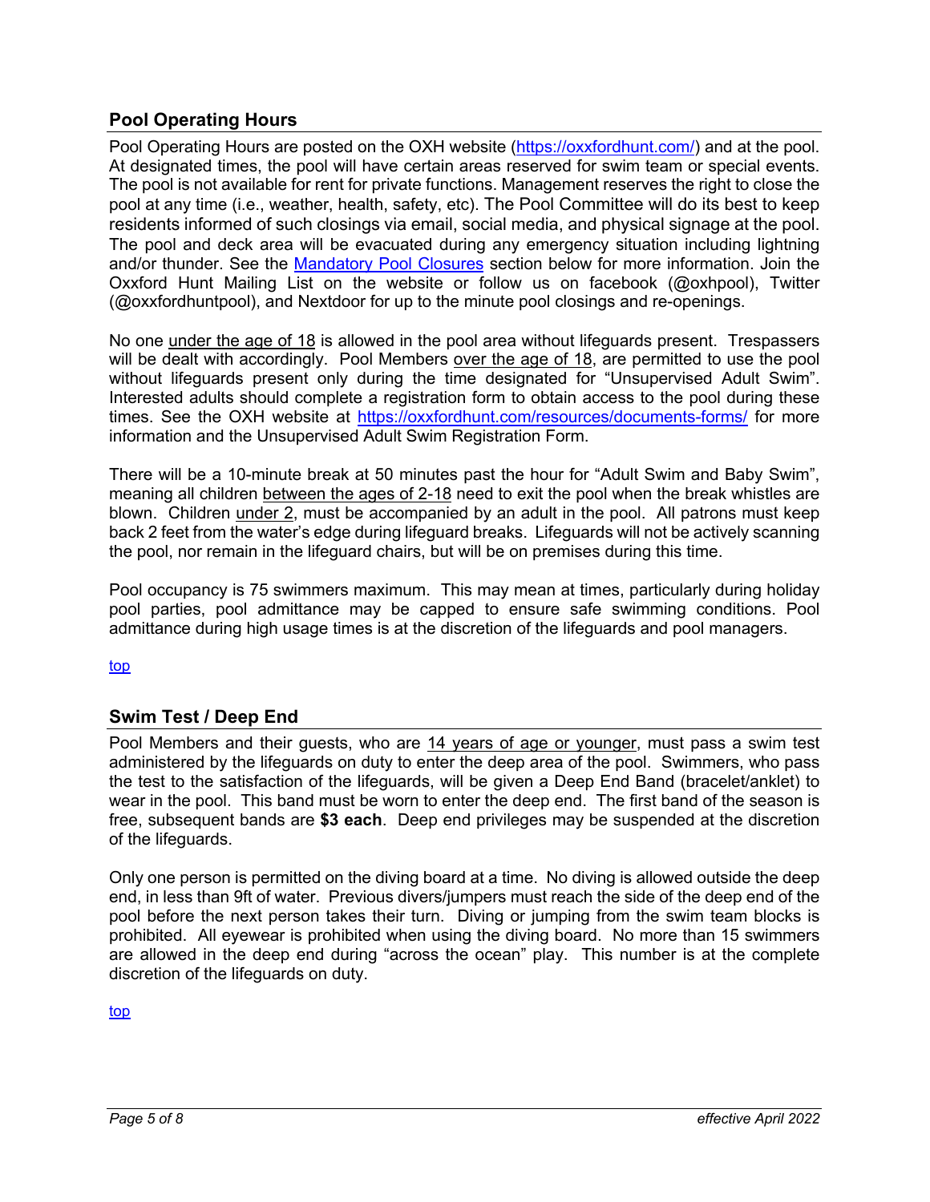## Pool Operating Hours

Pool Operating Hours are posted on the OXH website ([https://oxxfordhunt.com/](https://oxxfordhunt.com/)) and at the pool. At designated times, the pool will have certain areas reserved for swim team or special events. The pool is not available for rent for private functions. Management reserves the right to close the pool at any time (i.e., weather, health, safety, etc). The Pool Committee will do its best to keep residents informed of such closings via email, social media, and physical signage at the pool. The pool and deck area will be evacuated during any emergency situation including lightning and/or thunder. See the Mandatory Pool Closures section below for more information. Join the Oxxford Hunt Mailing List on the website or follow us on facebook (@oxhpool), Twitter (@oxxfordhuntpool), and Nextdoor for up to the minute pool closings and re-openings.

No one under the age of 18 is allowed in the pool area without lifeguards present. Trespassers will be dealt with accordingly. Pool Members over the age of 18, are permitted to use the pool without lifeguards present only during the time designated for "Unsupervised Adult Swim". Interested adults should complete a registration form to obtain access to the pool during these times. See the OXH website at [https://oxxfordhunt.com/resources/documents-forms/](https://oxxfordhunt.com/resources/documents-forms/) for more information and the Unsupervised Adult Swim Registration Form.

There will be a 10-minute break at 50 minutes past the hour for "Adult Swim and Baby Swim", meaning all children between the ages of 2-18 need to exit the pool when the break whistles are blown. Children under 2, must be accompanied by an adult in the pool. All patrons must keep back 2 feet from the water's edge during lifeguard breaks. Lifeguards will not be actively scanning the pool, nor remain in the lifeguard chairs, but will be on premises during this time.

Pool occupancy is 75 swimmers maximum. This may mean at times, particularly during holiday pool parties, pool admittance may be capped to ensure safe swimming conditions. Pool admittance during high usage times is at the discretion of the lifeguards and pool managers.

top

## Swim Test / Deep End

Pool Members and their guests, who are 14 years of age or younger, must pass a swim test administered by the lifeguards on duty to enter the deep area of the pool. Swimmers, who pass the test to the satisfaction of the lifeguards, will be given a Deep End Band (bracelet/anklet) to wear in the pool. This band must be worn to enter the deep end. The first band of the season is free, subsequent bands are **$3 each**. Deep end privileges may be suspended at the discretion of the lifeguards.

Only one person is permitted on the diving board at a time. No diving is allowed outside the deep end, in less than 9ft of water. Previous divers/jumpers must reach the side of the deep end of the pool before the next person takes their turn. Diving or jumping from the swim team blocks is prohibited. All eyewear is prohibited when using the diving board. No more than 15 swimmers are allowed in the deep end during "across the ocean" play. This number is at the complete discretion of the lifeguards on duty.

top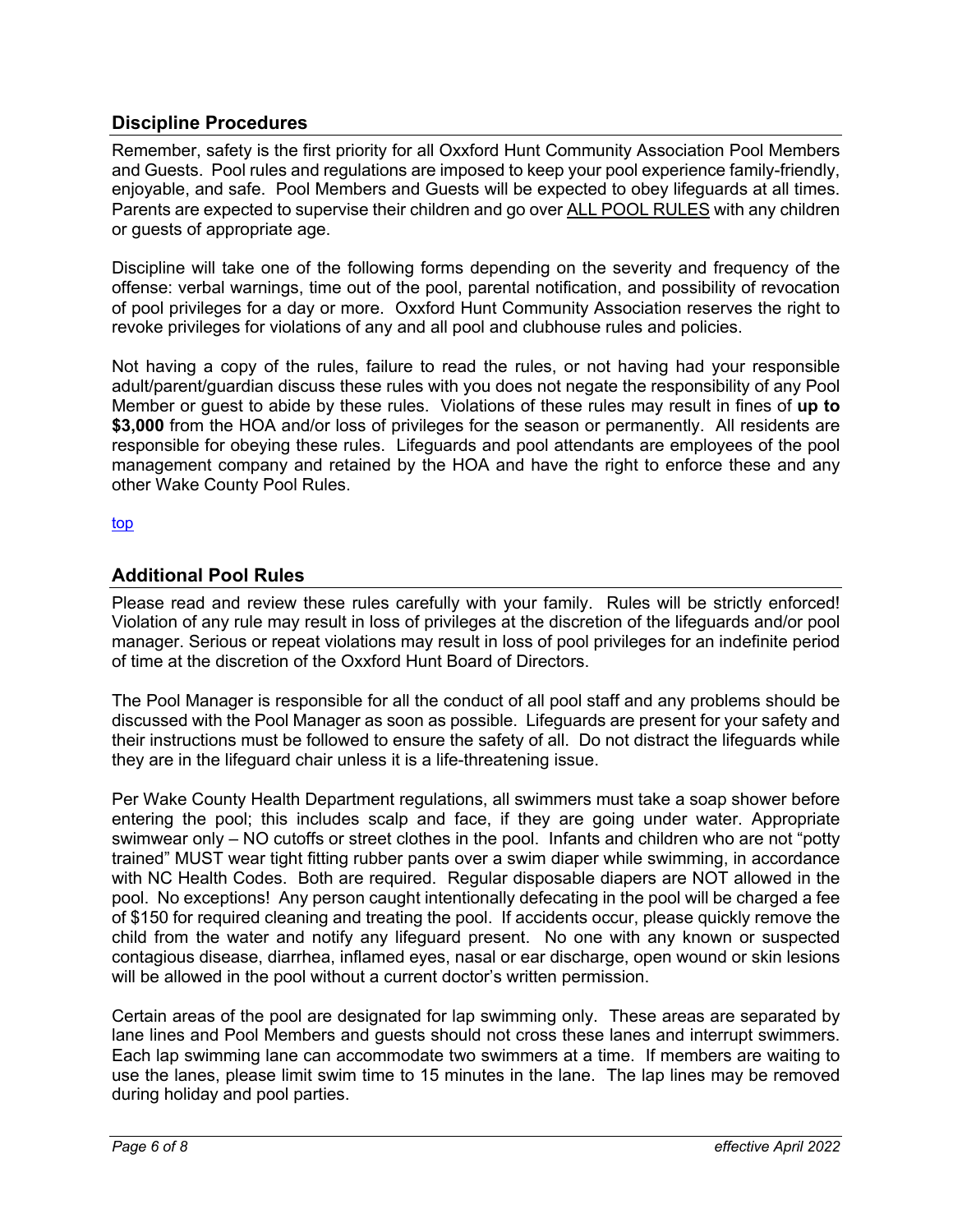## Discipline Procedures

Remember, safety is the first priority for all Oxxford Hunt Community Association Pool Members and Guests. Pool rules and regulations are imposed to keep your pool experience family-friendly, enjoyable, and safe. Pool Members and Guests will be expected to obey lifeguards at all times. Parents are expected to supervise their children and go over <u>ALL POOL RULES</u> with any children or guests of appropriate age.

Discipline will take one of the following forms depending on the severity and frequency of the offense: verbal warnings, time out of the pool, parental notification, and possibility of revocation of pool privileges for a day or more. Oxxford Hunt Community Association reserves the right to revoke privileges for violations of any and all pool and clubhouse rules and policies.

Not having a copy of the rules, failure to read the rules, or not having had your responsible adult/parent/guardian discuss these rules with you does not negate the responsibility of any Pool Member or guest to abide by these rules. Violations of these rules may result in fines of **up to $3,000** from the HOA and/or loss of privileges for the season or permanently. All residents are responsible for obeying these rules. Lifeguards and pool attendants are employees of the pool management company and retained by the HOA and have the right to enforce these and any other Wake County Pool Rules.

top

## Additional Pool Rules

Please read and review these rules carefully with your family. Rules will be strictly enforced! Violation of any rule may result in loss of privileges at the discretion of the lifeguards and/or pool manager. Serious or repeat violations may result in loss of pool privileges for an indefinite period of time at the discretion of the Oxxford Hunt Board of Directors.

The Pool Manager is responsible for all the conduct of all pool staff and any problems should be discussed with the Pool Manager as soon as possible. Lifeguards are present for your safety and their instructions must be followed to ensure the safety of all. Do not distract the lifeguards while they are in the lifeguard chair unless it is a life-threatening issue.

Per Wake County Health Department regulations, all swimmers must take a soap shower before entering the pool; this includes scalp and face, if they are going under water. Appropriate swimwear only – NO cutoffs or street clothes in the pool. Infants and children who are not "potty trained" MUST wear tight fitting rubber pants over a swim diaper while swimming, in accordance with NC Health Codes. Both are required. Regular disposable diapers are NOT allowed in the pool. No exceptions! Any person caught intentionally defecating in the pool will be charged a fee of $150 for required cleaning and treating the pool. If accidents occur, please quickly remove the child from the water and notify any lifeguard present. No one with any known or suspected contagious disease, diarrhea, inflamed eyes, nasal or ear discharge, open wound or skin lesions will be allowed in the pool without a current doctor's written permission.

Certain areas of the pool are designated for lap swimming only. These areas are separated by lane lines and Pool Members and guests should not cross these lanes and interrupt swimmers. Each lap swimming lane can accommodate two swimmers at a time. If members are waiting to use the lanes, please limit swim time to 15 minutes in the lane. The lap lines may be removed during holiday and pool parties.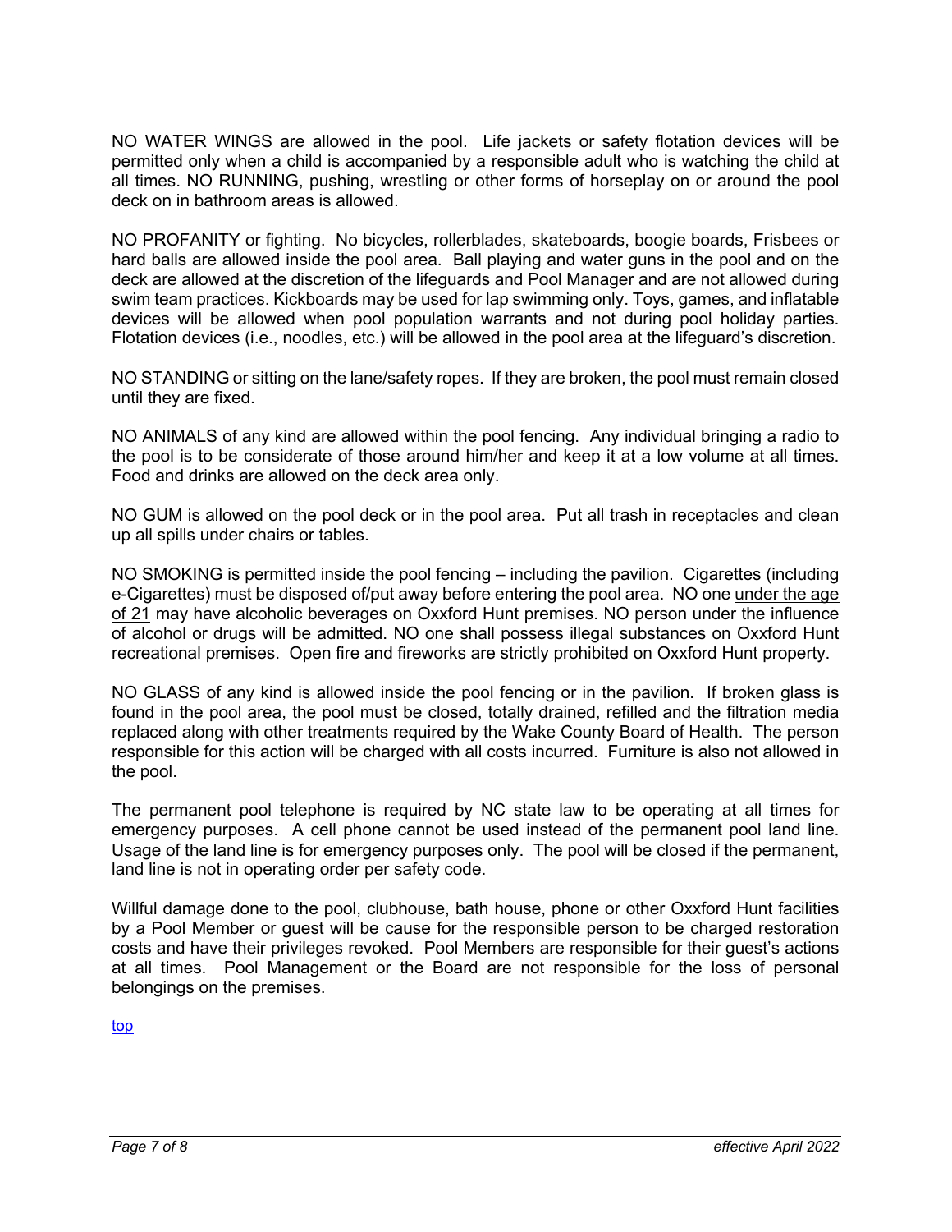NO WATER WINGS are allowed in the pool. Life jackets or safety flotation devices will be permitted only when a child is accompanied by a responsible adult who is watching the child at all times. NO RUNNING, pushing, wrestling or other forms of horseplay on or around the pool deck on in bathroom areas is allowed.

NO PROFANITY or fighting. No bicycles, rollerblades, skateboards, boogie boards, Frisbees or hard balls are allowed inside the pool area. Ball playing and water guns in the pool and on the deck are allowed at the discretion of the lifeguards and Pool Manager and are not allowed during swim team practices. Kickboards may be used for lap swimming only. Toys, games, and inflatable devices will be allowed when pool population warrants and not during pool holiday parties. Flotation devices (i.e., noodles, etc.) will be allowed in the pool area at the lifeguard's discretion.

NO STANDING or sitting on the lane/safety ropes. If they are broken, the pool must remain closed until they are fixed.

NO ANIMALS of any kind are allowed within the pool fencing. Any individual bringing a radio to the pool is to be considerate of those around him/her and keep it at a low volume at all times. Food and drinks are allowed on the deck area only.

NO GUM is allowed on the pool deck or in the pool area. Put all trash in receptacles and clean up all spills under chairs or tables.

NO SMOKING is permitted inside the pool fencing – including the pavilion. Cigarettes (including e-Cigarettes) must be disposed of/put away before entering the pool area. NO one under the age of 21 may have alcoholic beverages on Oxxford Hunt premises. NO person under the influence of alcohol or drugs will be admitted. NO one shall possess illegal substances on Oxxford Hunt recreational premises. Open fire and fireworks are strictly prohibited on Oxxford Hunt property.

NO GLASS of any kind is allowed inside the pool fencing or in the pavilion. If broken glass is found in the pool area, the pool must be closed, totally drained, refilled and the filtration media replaced along with other treatments required by the Wake County Board of Health. The person responsible for this action will be charged with all costs incurred. Furniture is also not allowed in the pool.

The permanent pool telephone is required by NC state law to be operating at all times for emergency purposes. A cell phone cannot be used instead of the permanent pool land line. Usage of the land line is for emergency purposes only. The pool will be closed if the permanent, land line is not in operating order per safety code.

Willful damage done to the pool, clubhouse, bath house, phone or other Oxxford Hunt facilities by a Pool Member or guest will be cause for the responsible person to be charged restoration costs and have their privileges revoked. Pool Members are responsible for their guest's actions at all times. Pool Management or the Board are not responsible for the loss of personal belongings on the premises.

top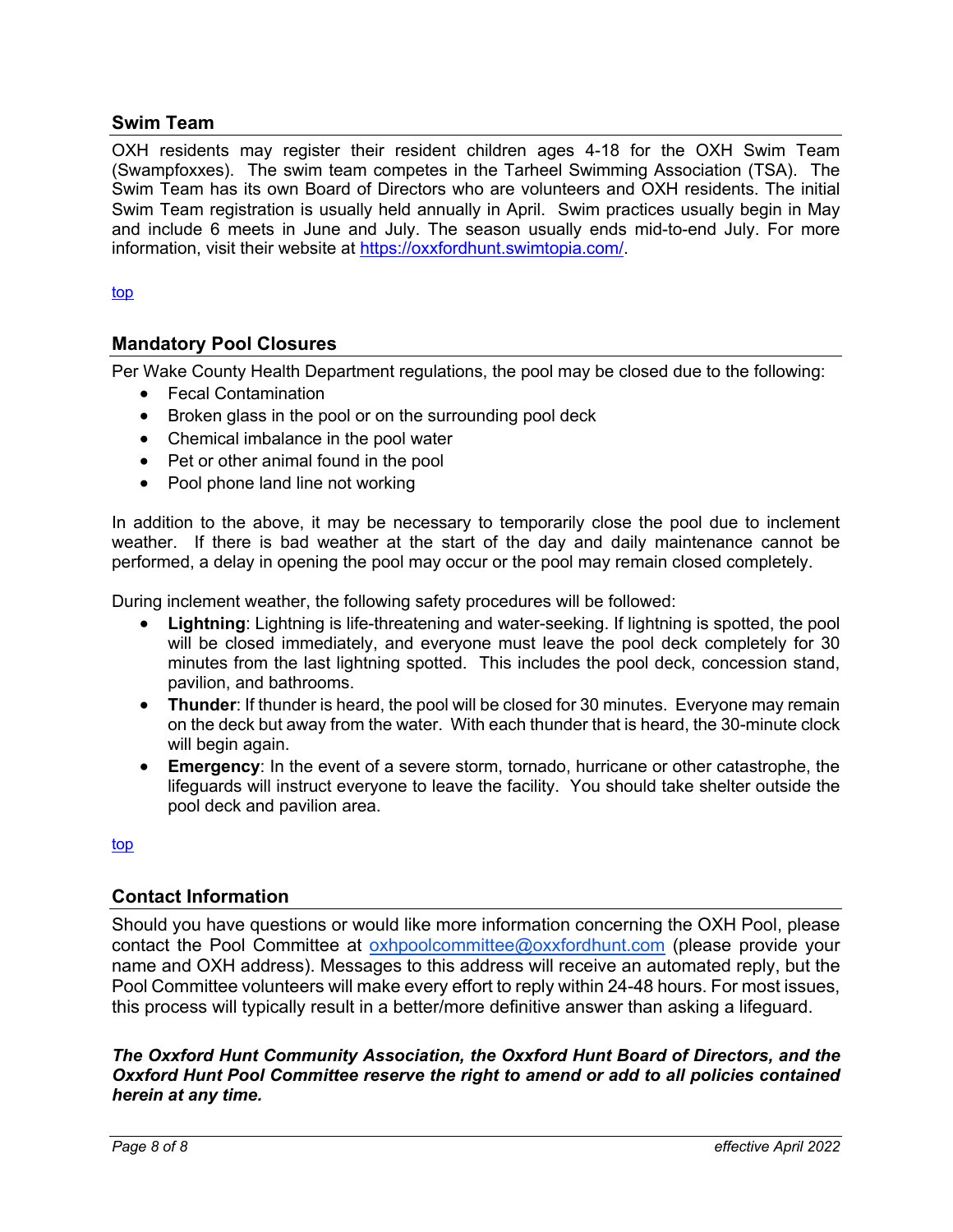## Swim Team

OXH residents may register their resident children ages 4-18 for the OXH Swim Team (Swampfoxxes). The swim team competes in the Tarheel Swimming Association (TSA). The Swim Team has its own Board of Directors who are volunteers and OXH residents. The initial Swim Team registration is usually held annually in April. Swim practices usually begin in May and include 6 meets in June and July. The season usually ends mid-to-end July. For more information, visit their website at https://oxxfordhunt.swimtopia.com/.

top

## Mandatory Pool Closures

Per Wake County Health Department regulations, the pool may be closed due to the following:

- Fecal Contamination
- Broken glass in the pool or on the surrounding pool deck
- Chemical imbalance in the pool water
- Pet or other animal found in the pool
- Pool phone land line not working

In addition to the above, it may be necessary to temporarily close the pool due to inclement weather. If there is bad weather at the start of the day and daily maintenance cannot be performed, a delay in opening the pool may occur or the pool may remain closed completely.

During inclement weather, the following safety procedures will be followed:

- **Lightning**: Lightning is life-threatening and water-seeking. If lightning is spotted, the pool will be closed immediately, and everyone must leave the pool deck completely for 30 minutes from the last lightning spotted. This includes the pool deck, concession stand, pavilion, and bathrooms.
- **Thunder**: If thunder is heard, the pool will be closed for 30 minutes. Everyone may remain on the deck but away from the water. With each thunder that is heard, the 30-minute clock will begin again.
- **Emergency**: In the event of a severe storm, tornado, hurricane or other catastrophe, the lifeguards will instruct everyone to leave the facility. You should take shelter outside the pool deck and pavilion area.

top

## Contact Information

Should you have questions or would like more information concerning the OXH Pool, please contact the Pool Committee at oxhpoolcommittee@oxxfordhunt.com (please provide your name and OXH address). Messages to this address will receive an automated reply, but the Pool Committee volunteers will make every effort to reply within 24-48 hours. For most issues, this process will typically result in a better/more definitive answer than asking a lifeguard.

***The Oxxford Hunt Community Association, the Oxxford Hunt Board of Directors, and the Oxxford Hunt Pool Committee reserve the right to amend or add to all policies contained herein at any time.***